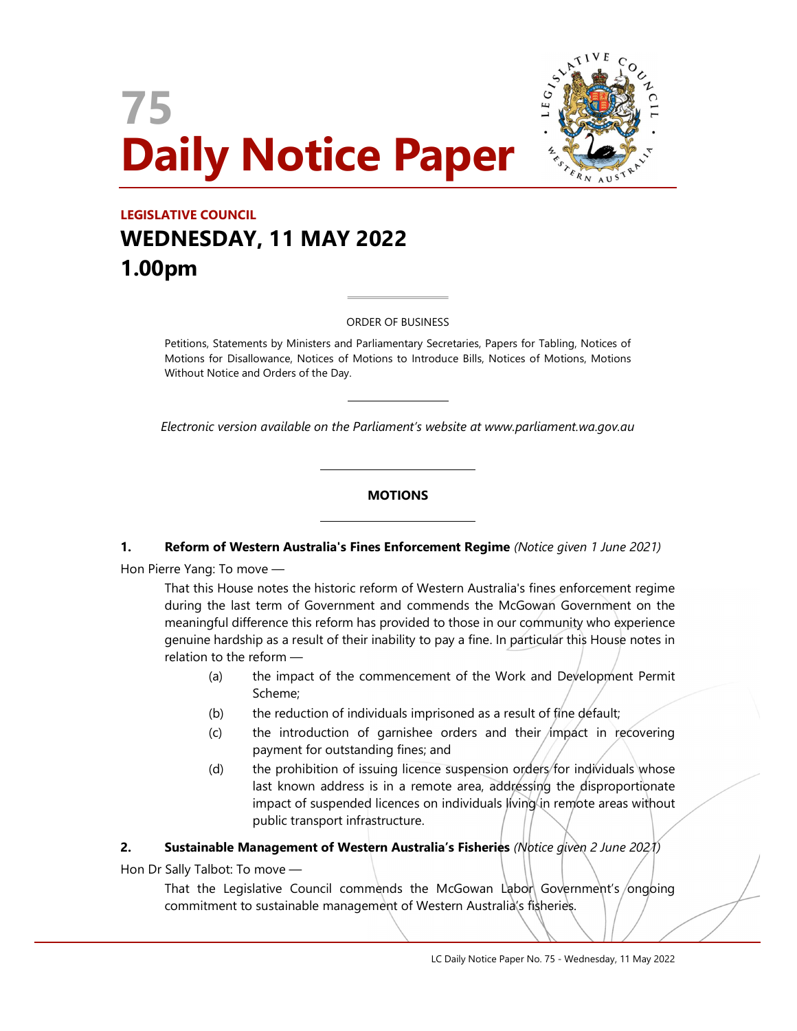# 75

# Daily Notice Paper

## LEGISLATIVE COUNCIL

## WEDNESDAY, 11 MAY 2022

## 1.00pm

ORDER OF BUSINESS

Petitions, Statements by Ministers and Parliamentary Secretaries, Papers for Tabling, Notices of Motions for Disallowance, Notices of Motions to Introduce Bills, Notices of Motions, Motions Without Notice and Orders of the Day.

*Electronic version available on the Parliament's website at www.parliament.wa.gov.au*

## MOTIONS

**1. Reform of Western Australia's Fines Enforcement Regime** *(Notice given 1 June 2021)*

Hon Pierre Yang: To move —

That this House notes the historic reform of Western Australia's fines enforcement regime during the last term of Government and commends the McGowan Government on the meaningful difference this reform has provided to those in our community who experience genuine hardship as a result of their inability to pay a fine. In particular this House notes in relation to the reform —

(a) the impact of the commencement of the Work and Development Permit Scheme;

(b) the reduction of individuals imprisoned as a result of fine default;

(c) the introduction of garnishee orders and their impact in recovering payment for outstanding fines; and

(d) the prohibition of issuing licence suspension orders for individuals whose last known address is in a remote area, addressing the disproportionate impact of suspended licences on individuals living in remote areas without public transport infrastructure.

**2. Sustainable Management of Western Australia's Fisheries** *(Notice given 2 June 2021)*

Hon Dr Sally Talbot: To move —

That the Legislative Council commends the McGowan Labor Government's ongoing commitment to sustainable management of Western Australia's fisheries.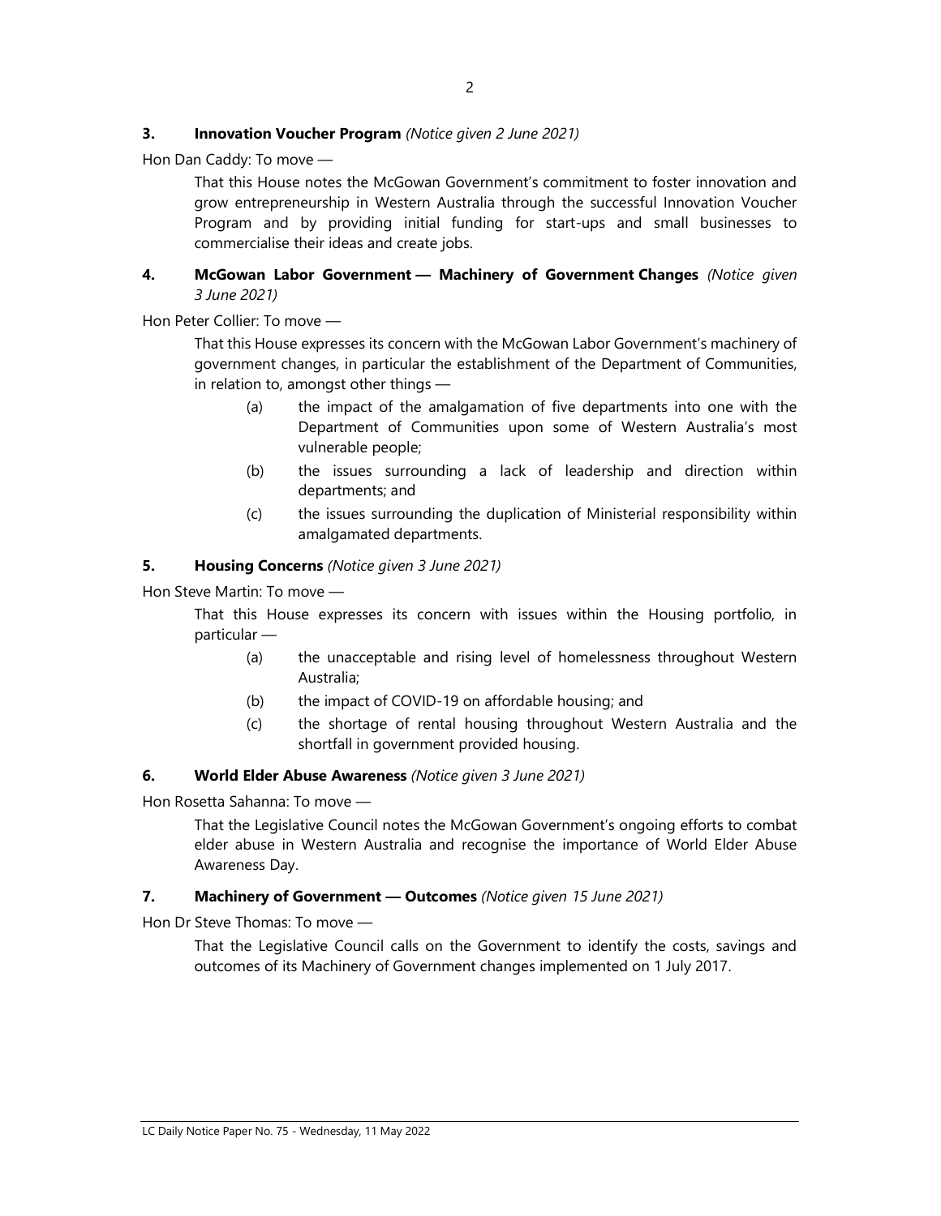**3. Innovation Voucher Program** *(Notice given 2 June 2021)*

Hon Dan Caddy: To move —

> That this House notes the McGowan Government's commitment to foster innovation and grow entrepreneurship in Western Australia through the successful Innovation Voucher Program and by providing initial funding for start-ups and small businesses to commercialise their ideas and create jobs.

**4. McGowan Labor Government — Machinery of Government Changes** *(Notice given 3 June 2021)*

Hon Peter Collier: To move —

> That this House expresses its concern with the McGowan Labor Government's machinery of government changes, in particular the establishment of the Department of Communities, in relation to, amongst other things —
>
> (a) the impact of the amalgamation of five departments into one with the Department of Communities upon some of Western Australia's most vulnerable people;
>
> (b) the issues surrounding a lack of leadership and direction within departments; and
>
> (c) the issues surrounding the duplication of Ministerial responsibility within amalgamated departments.

**5. Housing Concerns** *(Notice given 3 June 2021)*

Hon Steve Martin: To move —

> That this House expresses its concern with issues within the Housing portfolio, in particular —
>
> (a) the unacceptable and rising level of homelessness throughout Western Australia;
>
> (b) the impact of COVID-19 on affordable housing; and
>
> (c) the shortage of rental housing throughout Western Australia and the shortfall in government provided housing.

**6. World Elder Abuse Awareness** *(Notice given 3 June 2021)*

Hon Rosetta Sahanna: To move —

> That the Legislative Council notes the McGowan Government's ongoing efforts to combat elder abuse in Western Australia and recognise the importance of World Elder Abuse Awareness Day.

**7. Machinery of Government — Outcomes** *(Notice given 15 June 2021)*

Hon Dr Steve Thomas: To move —

> That the Legislative Council calls on the Government to identify the costs, savings and outcomes of its Machinery of Government changes implemented on 1 July 2017.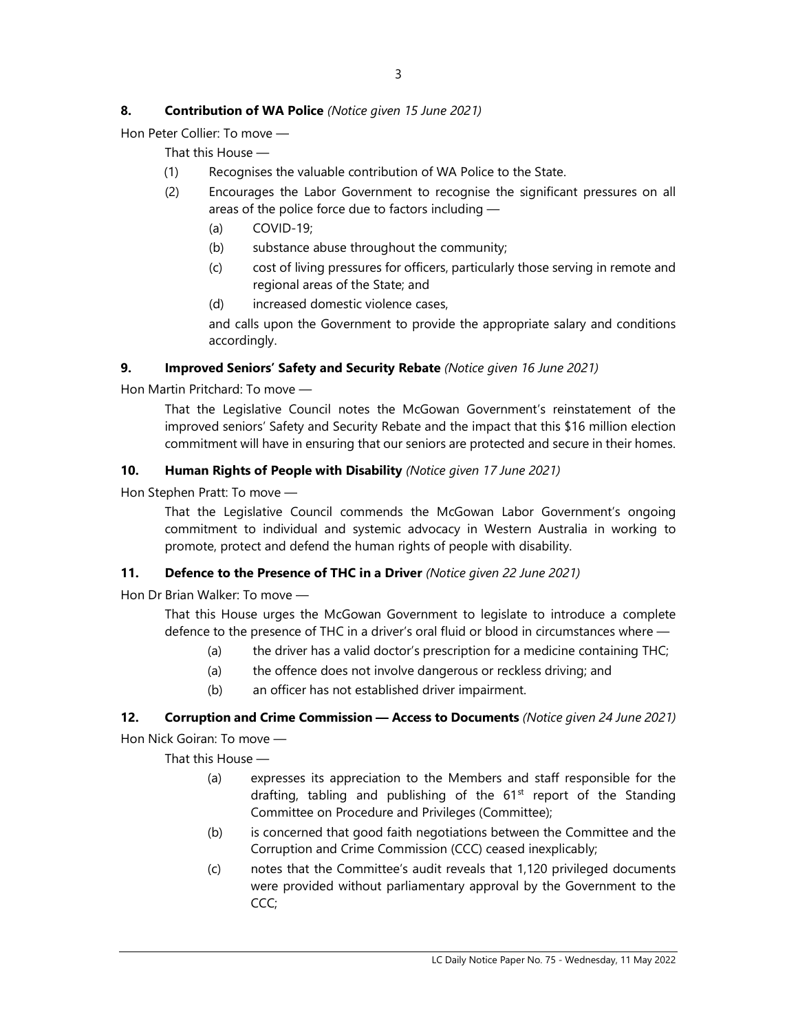**8. Contribution of WA Police** *(Notice given 15 June 2021)*

Hon Peter Collier: To move —

That this House —

(1) Recognises the valuable contribution of WA Police to the State.

(2) Encourages the Labor Government to recognise the significant pressures on all areas of the police force due to factors including —

(a) COVID-19;

(b) substance abuse throughout the community;

(c) cost of living pressures for officers, particularly those serving in remote and regional areas of the State; and

(d) increased domestic violence cases,

and calls upon the Government to provide the appropriate salary and conditions accordingly.

**9. Improved Seniors' Safety and Security Rebate** *(Notice given 16 June 2021)*

Hon Martin Pritchard: To move —

That the Legislative Council notes the McGowan Government's reinstatement of the improved seniors' Safety and Security Rebate and the impact that this $16 million election commitment will have in ensuring that our seniors are protected and secure in their homes.

**10. Human Rights of People with Disability** *(Notice given 17 June 2021)*

Hon Stephen Pratt: To move —

That the Legislative Council commends the McGowan Labor Government's ongoing commitment to individual and systemic advocacy in Western Australia in working to promote, protect and defend the human rights of people with disability.

**11. Defence to the Presence of THC in a Driver** *(Notice given 22 June 2021)*

Hon Dr Brian Walker: To move —

That this House urges the McGowan Government to legislate to introduce a complete defence to the presence of THC in a driver's oral fluid or blood in circumstances where —

(a) the driver has a valid doctor's prescription for a medicine containing THC;

(a) the offence does not involve dangerous or reckless driving; and

(b) an officer has not established driver impairment.

**12. Corruption and Crime Commission — Access to Documents** *(Notice given 24 June 2021)*

Hon Nick Goiran: To move —

That this House —

(a) expresses its appreciation to the Members and staff responsible for the drafting, tabling and publishing of the 61st report of the Standing Committee on Procedure and Privileges (Committee);

(b) is concerned that good faith negotiations between the Committee and the Corruption and Crime Commission (CCC) ceased inexplicably;

(c) notes that the Committee's audit reveals that 1,120 privileged documents were provided without parliamentary approval by the Government to the CCC;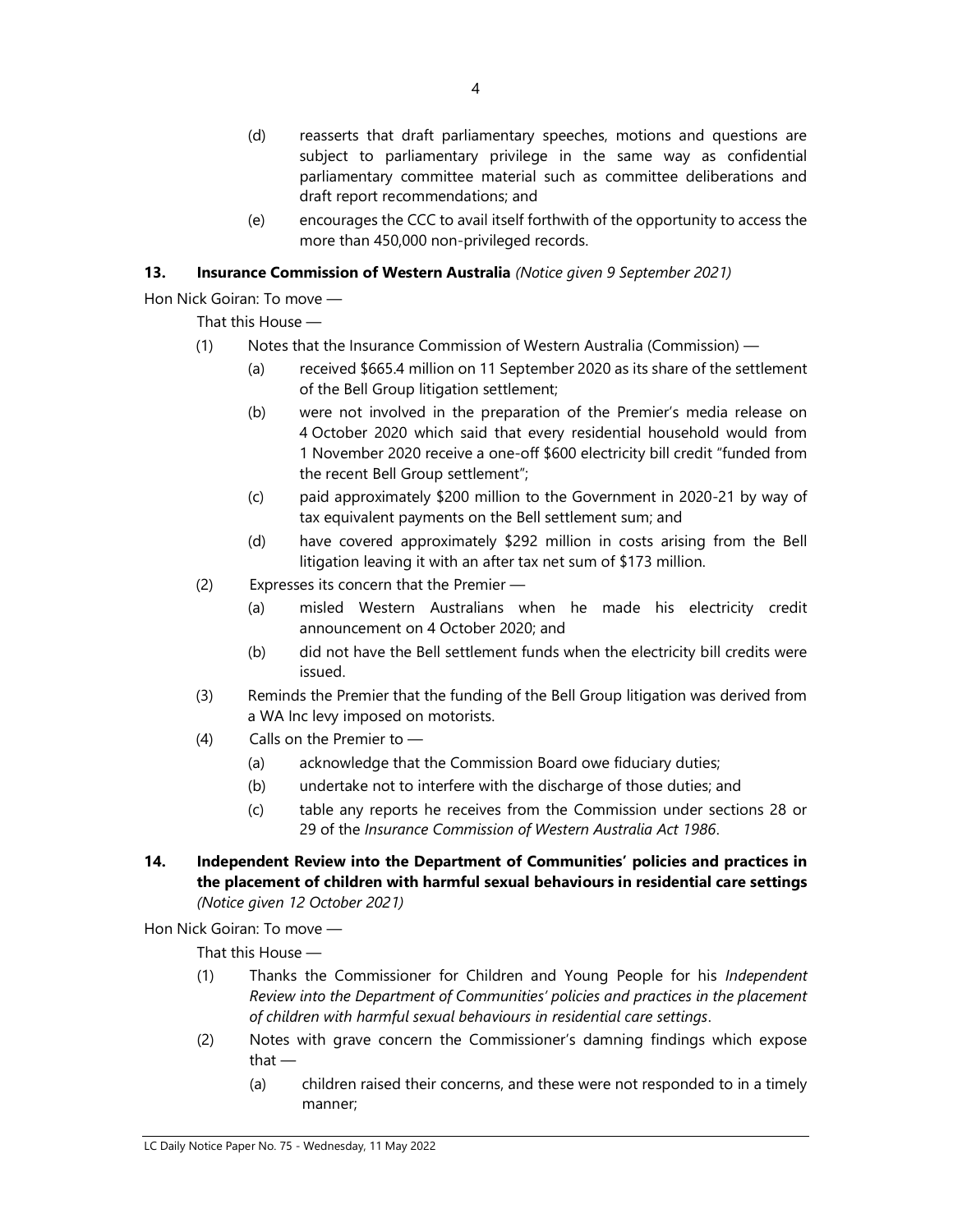(d) reasserts that draft parliamentary speeches, motions and questions are subject to parliamentary privilege in the same way as confidential parliamentary committee material such as committee deliberations and draft report recommendations; and

(e) encourages the CCC to avail itself forthwith of the opportunity to access the more than 450,000 non-privileged records.

**13. Insurance Commission of Western Australia** *(Notice given 9 September 2021)*

Hon Nick Goiran: To move —

That this House —

(1) Notes that the Insurance Commission of Western Australia (Commission) —

(a) received $665.4 million on 11 September 2020 as its share of the settlement of the Bell Group litigation settlement;

(b) were not involved in the preparation of the Premier's media release on 4 October 2020 which said that every residential household would from 1 November 2020 receive a one-off $600 electricity bill credit "funded from the recent Bell Group settlement";

(c) paid approximately $200 million to the Government in 2020-21 by way of tax equivalent payments on the Bell settlement sum; and

(d) have covered approximately $292 million in costs arising from the Bell litigation leaving it with an after tax net sum of $173 million.

(2) Expresses its concern that the Premier —

(a) misled Western Australians when he made his electricity credit announcement on 4 October 2020; and

(b) did not have the Bell settlement funds when the electricity bill credits were issued.

(3) Reminds the Premier that the funding of the Bell Group litigation was derived from a WA Inc levy imposed on motorists.

(4) Calls on the Premier to —

(a) acknowledge that the Commission Board owe fiduciary duties;

(b) undertake not to interfere with the discharge of those duties; and

(c) table any reports he receives from the Commission under sections 28 or 29 of the *Insurance Commission of Western Australia Act 1986*.

**14. Independent Review into the Department of Communities' policies and practices in the placement of children with harmful sexual behaviours in residential care settings** *(Notice given 12 October 2021)*

Hon Nick Goiran: To move —

That this House —

(1) Thanks the Commissioner for Children and Young People for his *Independent Review into the Department of Communities' policies and practices in the placement of children with harmful sexual behaviours in residential care settings*.

(2) Notes with grave concern the Commissioner's damning findings which expose that —

(a) children raised their concerns, and these were not responded to in a timely manner;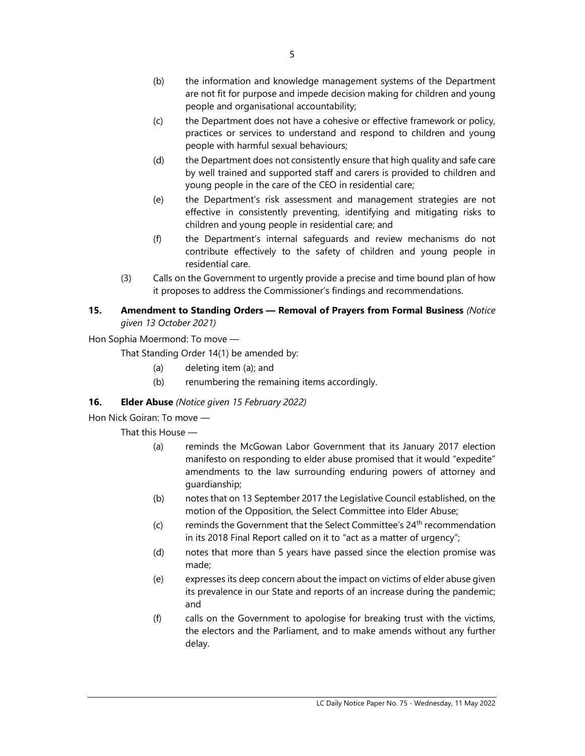(b) the information and knowledge management systems of the Department are not fit for purpose and impede decision making for children and young people and organisational accountability;

(c) the Department does not have a cohesive or effective framework or policy, practices or services to understand and respond to children and young people with harmful sexual behaviours;

(d) the Department does not consistently ensure that high quality and safe care by well trained and supported staff and carers is provided to children and young people in the care of the CEO in residential care;

(e) the Department's risk assessment and management strategies are not effective in consistently preventing, identifying and mitigating risks to children and young people in residential care; and

(f) the Department's internal safeguards and review mechanisms do not contribute effectively to the safety of children and young people in residential care.

(3) Calls on the Government to urgently provide a precise and time bound plan of how it proposes to address the Commissioner's findings and recommendations.

**15. Amendment to Standing Orders — Removal of Prayers from Formal Business** *(Notice given 13 October 2021)*

Hon Sophia Moermond: To move —

That Standing Order 14(1) be amended by:

(a) deleting item (a); and

(b) renumbering the remaining items accordingly.

**16. Elder Abuse** *(Notice given 15 February 2022)*

Hon Nick Goiran: To move —

That this House —

(a) reminds the McGowan Labor Government that its January 2017 election manifesto on responding to elder abuse promised that it would "expedite" amendments to the law surrounding enduring powers of attorney and guardianship;

(b) notes that on 13 September 2017 the Legislative Council established, on the motion of the Opposition, the Select Committee into Elder Abuse;

(c) reminds the Government that the Select Committee's 24th recommendation in its 2018 Final Report called on it to "act as a matter of urgency";

(d) notes that more than 5 years have passed since the election promise was made;

(e) expresses its deep concern about the impact on victims of elder abuse given its prevalence in our State and reports of an increase during the pandemic; and

(f) calls on the Government to apologise for breaking trust with the victims, the electors and the Parliament, and to make amends without any further delay.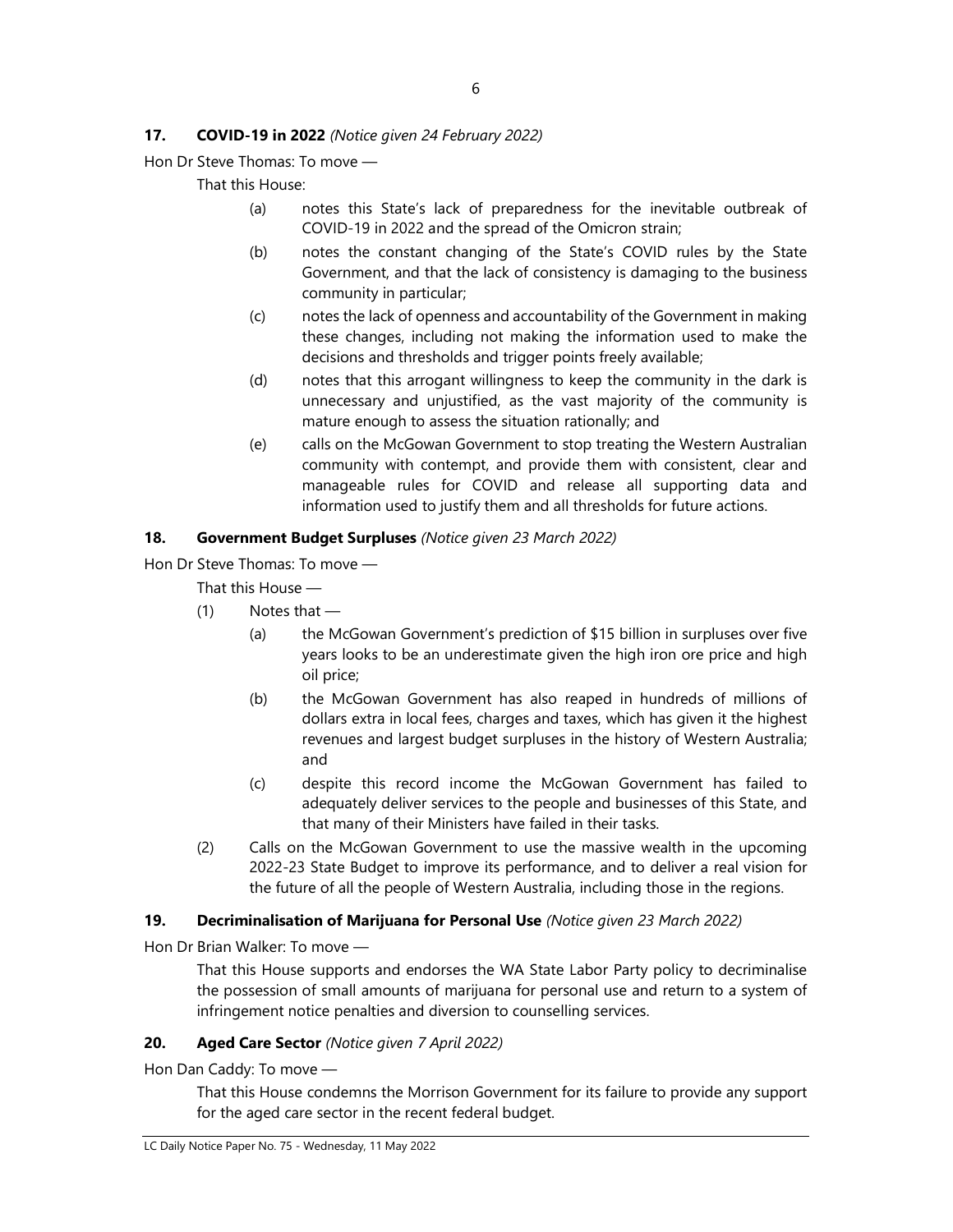**17. COVID-19 in 2022** *(Notice given 24 February 2022)*

Hon Dr Steve Thomas: To move —

That this House:

(a) notes this State's lack of preparedness for the inevitable outbreak of COVID-19 in 2022 and the spread of the Omicron strain;

(b) notes the constant changing of the State's COVID rules by the State Government, and that the lack of consistency is damaging to the business community in particular;

(c) notes the lack of openness and accountability of the Government in making these changes, including not making the information used to make the decisions and thresholds and trigger points freely available;

(d) notes that this arrogant willingness to keep the community in the dark is unnecessary and unjustified, as the vast majority of the community is mature enough to assess the situation rationally; and

(e) calls on the McGowan Government to stop treating the Western Australian community with contempt, and provide them with consistent, clear and manageable rules for COVID and release all supporting data and information used to justify them and all thresholds for future actions.

**18. Government Budget Surpluses** *(Notice given 23 March 2022)*

Hon Dr Steve Thomas: To move —

That this House —

(1) Notes that —

(a) the McGowan Government's prediction of $15 billion in surpluses over five years looks to be an underestimate given the high iron ore price and high oil price;

(b) the McGowan Government has also reaped in hundreds of millions of dollars extra in local fees, charges and taxes, which has given it the highest revenues and largest budget surpluses in the history of Western Australia; and

(c) despite this record income the McGowan Government has failed to adequately deliver services to the people and businesses of this State, and that many of their Ministers have failed in their tasks.

(2) Calls on the McGowan Government to use the massive wealth in the upcoming 2022-23 State Budget to improve its performance, and to deliver a real vision for the future of all the people of Western Australia, including those in the regions.

**19. Decriminalisation of Marijuana for Personal Use** *(Notice given 23 March 2022)*

Hon Dr Brian Walker: To move —

That this House supports and endorses the WA State Labor Party policy to decriminalise the possession of small amounts of marijuana for personal use and return to a system of infringement notice penalties and diversion to counselling services.

**20. Aged Care Sector** *(Notice given 7 April 2022)*

Hon Dan Caddy: To move —

That this House condemns the Morrison Government for its failure to provide any support for the aged care sector in the recent federal budget.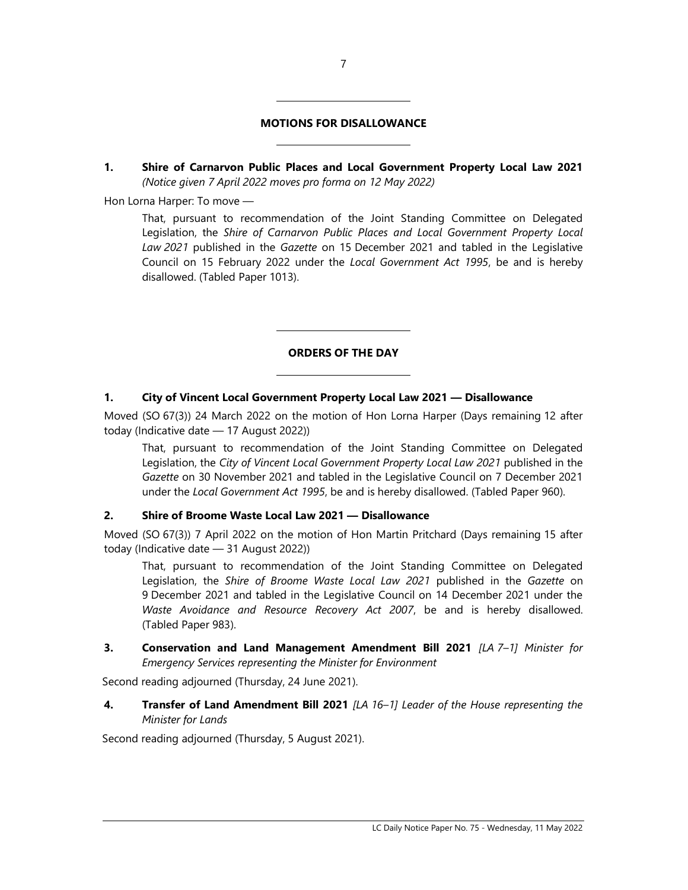## MOTIONS FOR DISALLOWANCE

**1. Shire of Carnarvon Public Places and Local Government Property Local Law 2021** *(Notice given 7 April 2022 moves pro forma on 12 May 2022)*

Hon Lorna Harper: To move —

> That, pursuant to recommendation of the Joint Standing Committee on Delegated Legislation, the *Shire of Carnarvon Public Places and Local Government Property Local Law 2021* published in the *Gazette* on 15 December 2021 and tabled in the Legislative Council on 15 February 2022 under the *Local Government Act 1995*, be and is hereby disallowed. (Tabled Paper 1013).

## ORDERS OF THE DAY

**1. City of Vincent Local Government Property Local Law 2021 — Disallowance**

Moved (SO 67(3)) 24 March 2022 on the motion of Hon Lorna Harper (Days remaining 12 after today (Indicative date — 17 August 2022))

> That, pursuant to recommendation of the Joint Standing Committee on Delegated Legislation, the *City of Vincent Local Government Property Local Law 2021* published in the *Gazette* on 30 November 2021 and tabled in the Legislative Council on 7 December 2021 under the *Local Government Act 1995*, be and is hereby disallowed. (Tabled Paper 960).

**2. Shire of Broome Waste Local Law 2021 — Disallowance**

Moved (SO 67(3)) 7 April 2022 on the motion of Hon Martin Pritchard (Days remaining 15 after today (Indicative date — 31 August 2022))

> That, pursuant to recommendation of the Joint Standing Committee on Delegated Legislation, the *Shire of Broome Waste Local Law 2021* published in the *Gazette* on 9 December 2021 and tabled in the Legislative Council on 14 December 2021 under the *Waste Avoidance and Resource Recovery Act 2007*, be and is hereby disallowed. (Tabled Paper 983).

**3. Conservation and Land Management Amendment Bill 2021** *[LA 7–1] Minister for Emergency Services representing the Minister for Environment*

Second reading adjourned (Thursday, 24 June 2021).

**4. Transfer of Land Amendment Bill 2021** *[LA 16–1] Leader of the House representing the Minister for Lands*

Second reading adjourned (Thursday, 5 August 2021).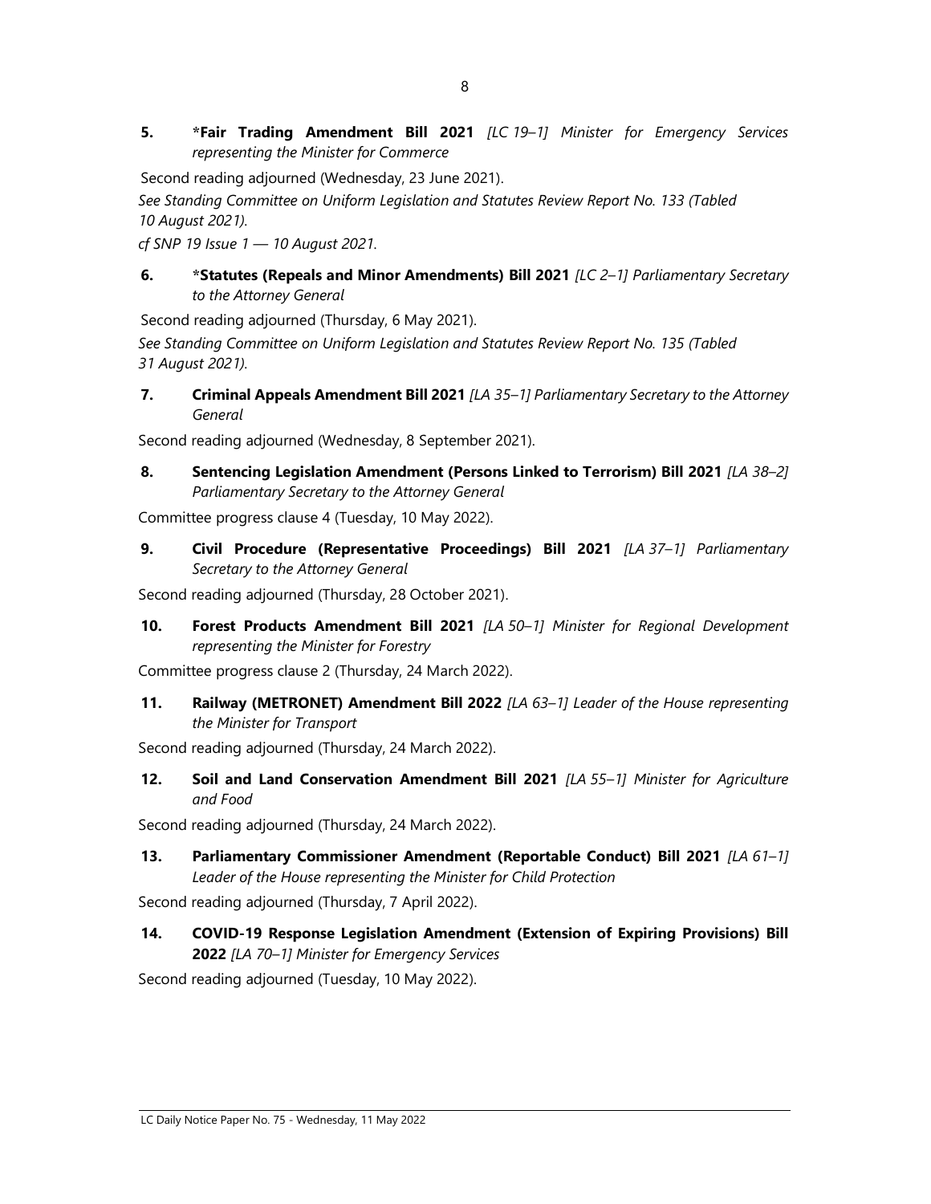**5.** ***Fair Trading Amendment Bill 2021** *[LC 19–1] Minister for Emergency Services representing the Minister for Commerce*

Second reading adjourned (Wednesday, 23 June 2021).

*See Standing Committee on Uniform Legislation and Statutes Review Report No. 133 (Tabled 10 August 2021).*

*cf SNP 19 Issue 1 — 10 August 2021.*

**6.** ***Statutes (Repeals and Minor Amendments) Bill 2021** *[LC 2–1] Parliamentary Secretary to the Attorney General*

Second reading adjourned (Thursday, 6 May 2021).

*See Standing Committee on Uniform Legislation and Statutes Review Report No. 135 (Tabled 31 August 2021).*

**7.** **Criminal Appeals Amendment Bill 2021** *[LA 35–1] Parliamentary Secretary to the Attorney General*

Second reading adjourned (Wednesday, 8 September 2021).

**8.** **Sentencing Legislation Amendment (Persons Linked to Terrorism) Bill 2021** *[LA 38–2] Parliamentary Secretary to the Attorney General*

Committee progress clause 4 (Tuesday, 10 May 2022).

**9.** **Civil Procedure (Representative Proceedings) Bill 2021** *[LA 37–1] Parliamentary Secretary to the Attorney General*

Second reading adjourned (Thursday, 28 October 2021).

**10.** **Forest Products Amendment Bill 2021** *[LA 50–1] Minister for Regional Development representing the Minister for Forestry*

Committee progress clause 2 (Thursday, 24 March 2022).

**11.** **Railway (METRONET) Amendment Bill 2022** *[LA 63–1] Leader of the House representing the Minister for Transport*

Second reading adjourned (Thursday, 24 March 2022).

**12.** **Soil and Land Conservation Amendment Bill 2021** *[LA 55–1] Minister for Agriculture and Food*

Second reading adjourned (Thursday, 24 March 2022).

**13.** **Parliamentary Commissioner Amendment (Reportable Conduct) Bill 2021** *[LA 61–1] Leader of the House representing the Minister for Child Protection*

Second reading adjourned (Thursday, 7 April 2022).

**14.** **COVID-19 Response Legislation Amendment (Extension of Expiring Provisions) Bill 2022** *[LA 70–1] Minister for Emergency Services*

Second reading adjourned (Tuesday, 10 May 2022).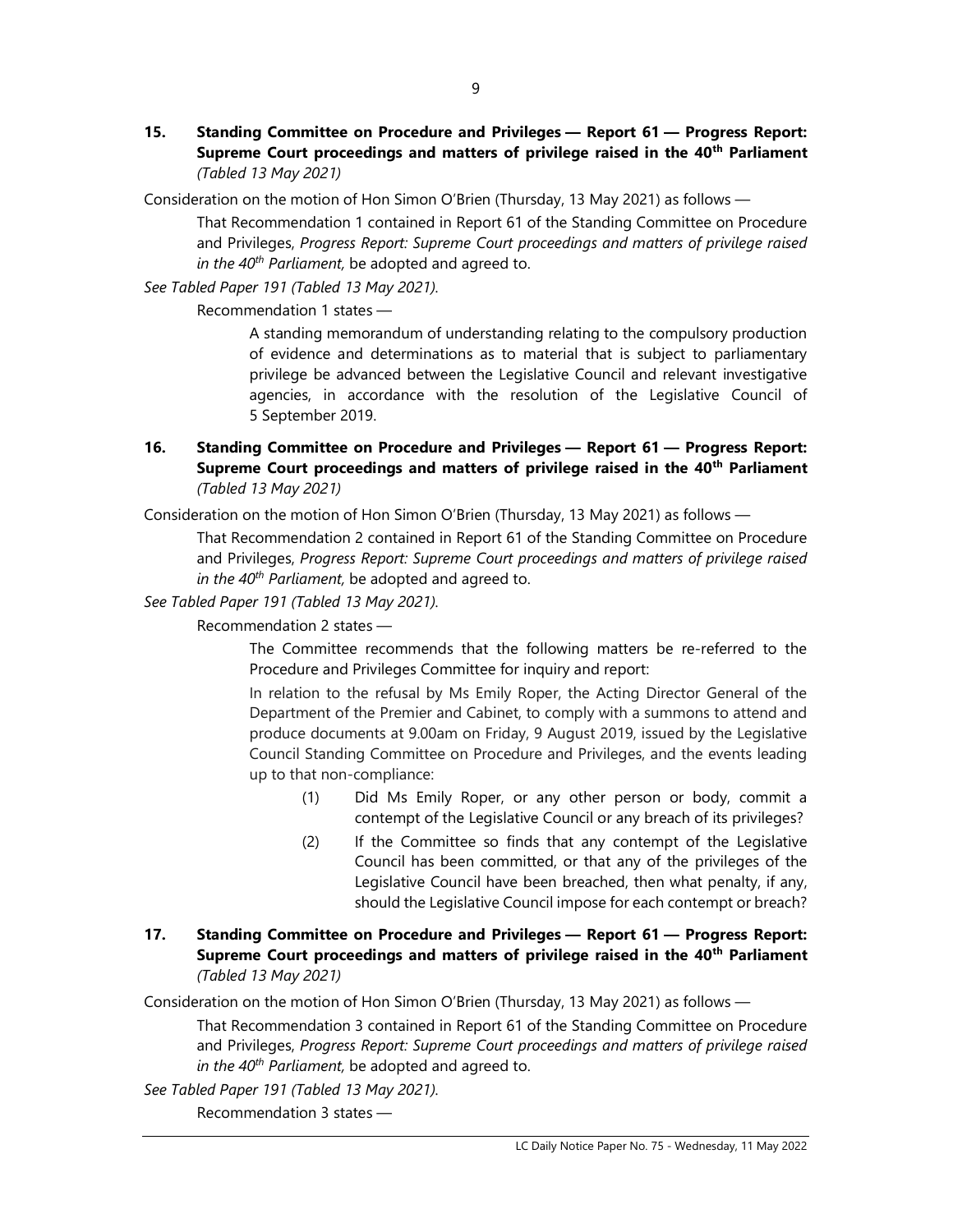**15. Standing Committee on Procedure and Privileges — Report 61 — Progress Report: Supreme Court proceedings and matters of privilege raised in the 40th Parliament** *(Tabled 13 May 2021)*

Consideration on the motion of Hon Simon O'Brien (Thursday, 13 May 2021) as follows —

> That Recommendation 1 contained in Report 61 of the Standing Committee on Procedure and Privileges, *Progress Report: Supreme Court proceedings and matters of privilege raised in the 40th Parliament,* be adopted and agreed to.

*See Tabled Paper 191 (Tabled 13 May 2021).*

> Recommendation 1 states —
>
> > A standing memorandum of understanding relating to the compulsory production of evidence and determinations as to material that is subject to parliamentary privilege be advanced between the Legislative Council and relevant investigative agencies, in accordance with the resolution of the Legislative Council of 5 September 2019.

**16. Standing Committee on Procedure and Privileges — Report 61 — Progress Report: Supreme Court proceedings and matters of privilege raised in the 40th Parliament** *(Tabled 13 May 2021)*

Consideration on the motion of Hon Simon O'Brien (Thursday, 13 May 2021) as follows —

> That Recommendation 2 contained in Report 61 of the Standing Committee on Procedure and Privileges, *Progress Report: Supreme Court proceedings and matters of privilege raised in the 40th Parliament,* be adopted and agreed to.

*See Tabled Paper 191 (Tabled 13 May 2021).*

> Recommendation 2 states —
>
> > The Committee recommends that the following matters be re-referred to the Procedure and Privileges Committee for inquiry and report:
> >
> > In relation to the refusal by Ms Emily Roper, the Acting Director General of the Department of the Premier and Cabinet, to comply with a summons to attend and produce documents at 9.00am on Friday, 9 August 2019, issued by the Legislative Council Standing Committee on Procedure and Privileges, and the events leading up to that non-compliance:
> >
> > (1) Did Ms Emily Roper, or any other person or body, commit a contempt of the Legislative Council or any breach of its privileges?
> >
> > (2) If the Committee so finds that any contempt of the Legislative Council has been committed, or that any of the privileges of the Legislative Council have been breached, then what penalty, if any, should the Legislative Council impose for each contempt or breach?

**17. Standing Committee on Procedure and Privileges — Report 61 — Progress Report: Supreme Court proceedings and matters of privilege raised in the 40th Parliament** *(Tabled 13 May 2021)*

Consideration on the motion of Hon Simon O'Brien (Thursday, 13 May 2021) as follows —

> That Recommendation 3 contained in Report 61 of the Standing Committee on Procedure and Privileges, *Progress Report: Supreme Court proceedings and matters of privilege raised in the 40th Parliament,* be adopted and agreed to.

*See Tabled Paper 191 (Tabled 13 May 2021).*

> Recommendation 3 states —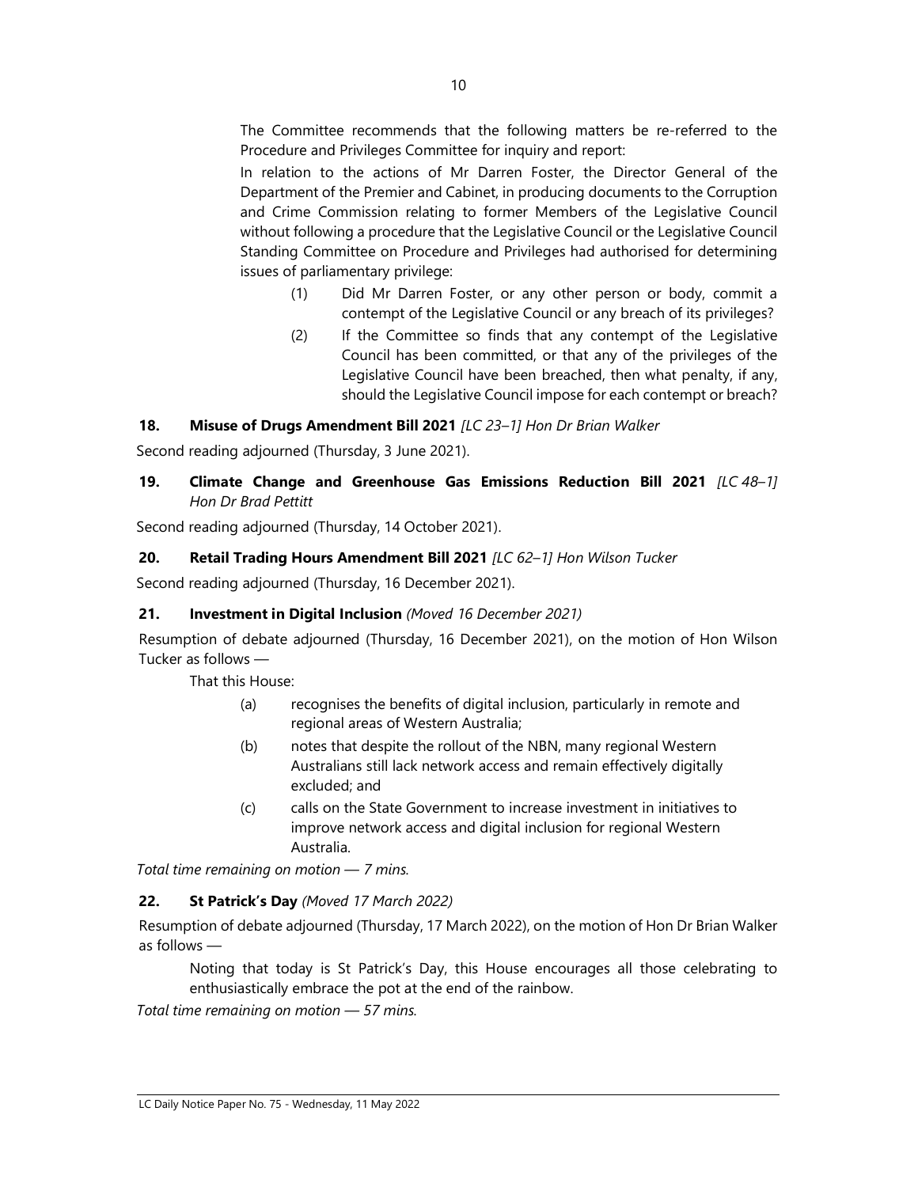The Committee recommends that the following matters be re-referred to the Procedure and Privileges Committee for inquiry and report:

In relation to the actions of Mr Darren Foster, the Director General of the Department of the Premier and Cabinet, in producing documents to the Corruption and Crime Commission relating to former Members of the Legislative Council without following a procedure that the Legislative Council or the Legislative Council Standing Committee on Procedure and Privileges had authorised for determining issues of parliamentary privilege:

(1) Did Mr Darren Foster, or any other person or body, commit a contempt of the Legislative Council or any breach of its privileges?

(2) If the Committee so finds that any contempt of the Legislative Council has been committed, or that any of the privileges of the Legislative Council have been breached, then what penalty, if any, should the Legislative Council impose for each contempt or breach?

**18. Misuse of Drugs Amendment Bill 2021** *[LC 23–1] Hon Dr Brian Walker*

Second reading adjourned (Thursday, 3 June 2021).

**19. Climate Change and Greenhouse Gas Emissions Reduction Bill 2021** *[LC 48–1] Hon Dr Brad Pettitt*

Second reading adjourned (Thursday, 14 October 2021).

**20. Retail Trading Hours Amendment Bill 2021** *[LC 62–1] Hon Wilson Tucker*

Second reading adjourned (Thursday, 16 December 2021).

**21. Investment in Digital Inclusion** *(Moved 16 December 2021)*

Resumption of debate adjourned (Thursday, 16 December 2021), on the motion of Hon Wilson Tucker as follows —

That this House:

(a) recognises the benefits of digital inclusion, particularly in remote and regional areas of Western Australia;

(b) notes that despite the rollout of the NBN, many regional Western Australians still lack network access and remain effectively digitally excluded; and

(c) calls on the State Government to increase investment in initiatives to improve network access and digital inclusion for regional Western Australia.

*Total time remaining on motion — 7 mins.*

**22. St Patrick's Day** *(Moved 17 March 2022)*

Resumption of debate adjourned (Thursday, 17 March 2022), on the motion of Hon Dr Brian Walker as follows —

Noting that today is St Patrick's Day, this House encourages all those celebrating to enthusiastically embrace the pot at the end of the rainbow.

*Total time remaining on motion — 57 mins.*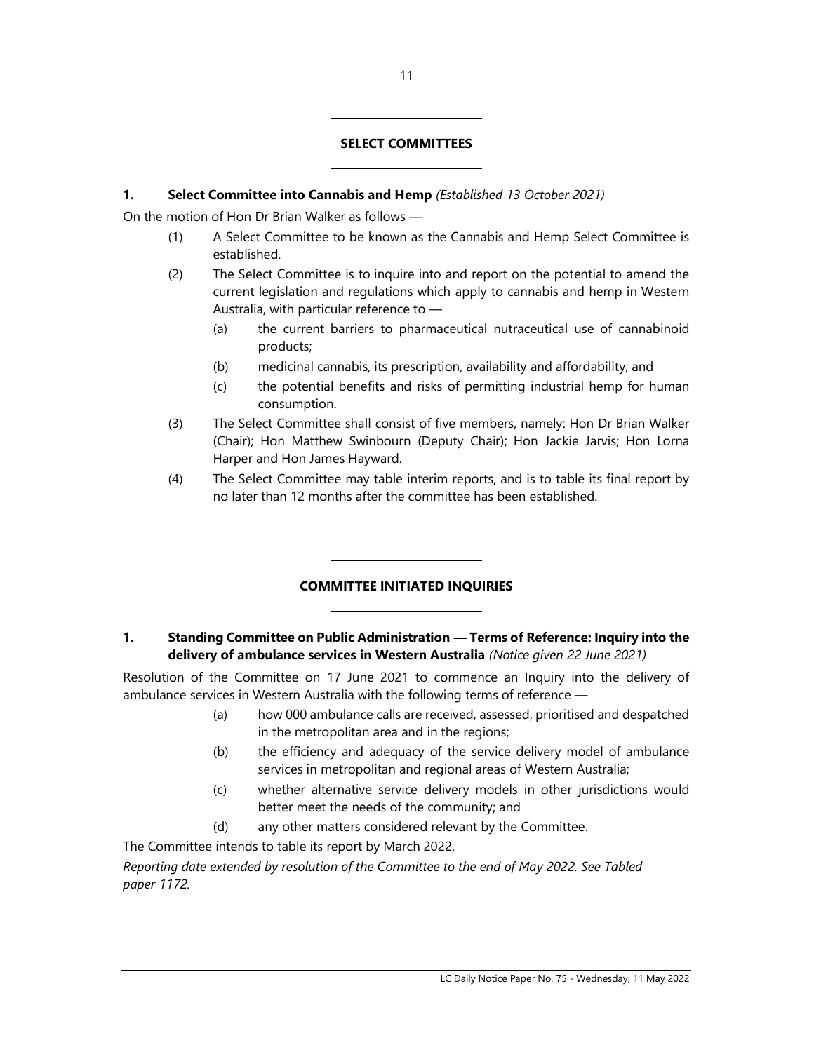## SELECT COMMITTEES

**1. Select Committee into Cannabis and Hemp** *(Established 13 October 2021)*

On the motion of Hon Dr Brian Walker as follows —

(1) A Select Committee to be known as the Cannabis and Hemp Select Committee is established.

(2) The Select Committee is to inquire into and report on the potential to amend the current legislation and regulations which apply to cannabis and hemp in Western Australia, with particular reference to —

  (a) the current barriers to pharmaceutical nutraceutical use of cannabinoid products;

  (b) medicinal cannabis, its prescription, availability and affordability; and

  (c) the potential benefits and risks of permitting industrial hemp for human consumption.

(3) The Select Committee shall consist of five members, namely: Hon Dr Brian Walker (Chair); Hon Matthew Swinbourn (Deputy Chair); Hon Jackie Jarvis; Hon Lorna Harper and Hon James Hayward.

(4) The Select Committee may table interim reports, and is to table its final report by no later than 12 months after the committee has been established.

## COMMITTEE INITIATED INQUIRIES

**1. Standing Committee on Public Administration — Terms of Reference: Inquiry into the delivery of ambulance services in Western Australia** *(Notice given 22 June 2021)*

Resolution of the Committee on 17 June 2021 to commence an Inquiry into the delivery of ambulance services in Western Australia with the following terms of reference —

  (a) how 000 ambulance calls are received, assessed, prioritised and despatched in the metropolitan area and in the regions;

  (b) the efficiency and adequacy of the service delivery model of ambulance services in metropolitan and regional areas of Western Australia;

  (c) whether alternative service delivery models in other jurisdictions would better meet the needs of the community; and

  (d) any other matters considered relevant by the Committee.

The Committee intends to table its report by March 2022.

*Reporting date extended by resolution of the Committee to the end of May 2022. See Tabled paper 1172.*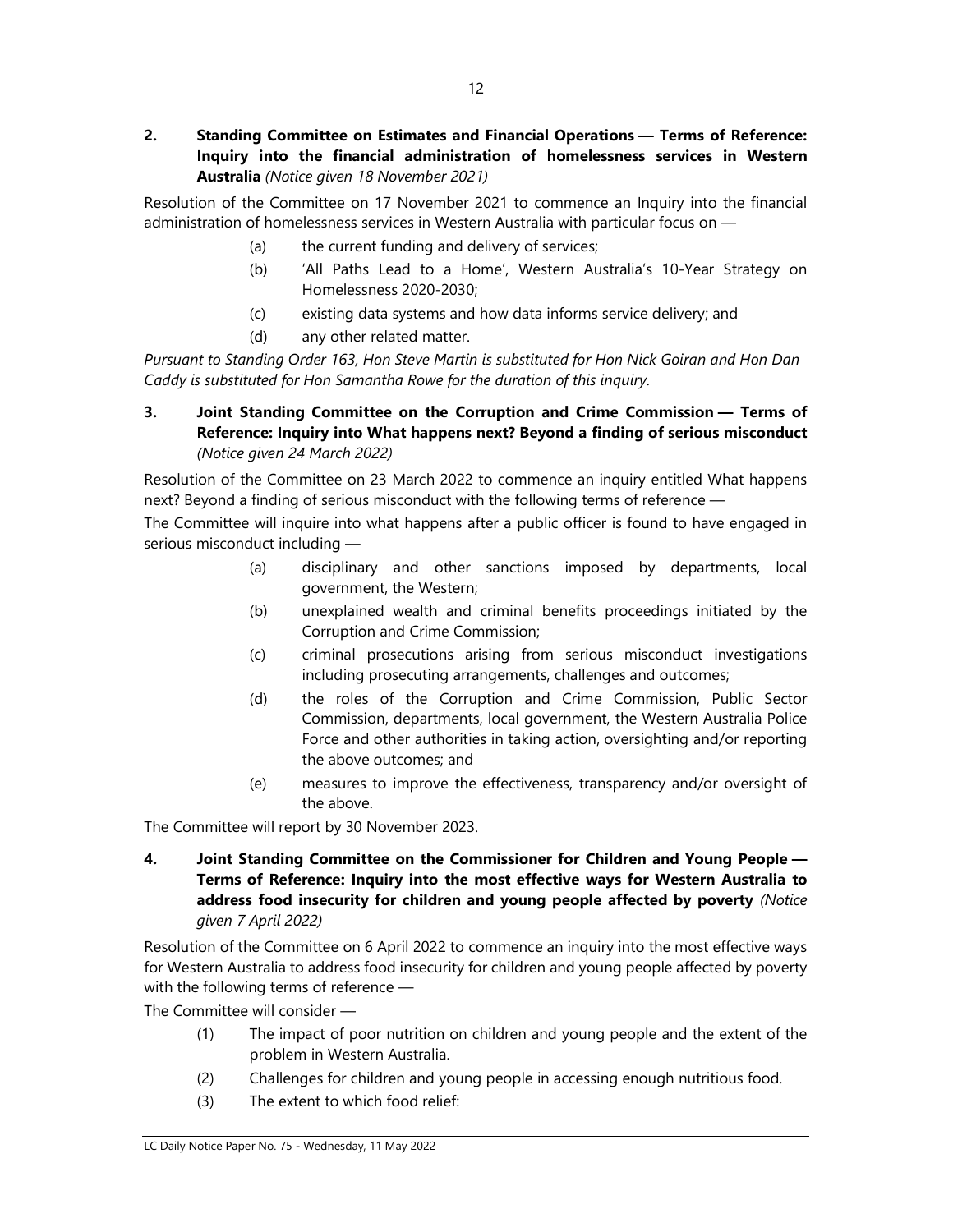**2. Standing Committee on Estimates and Financial Operations — Terms of Reference: Inquiry into the financial administration of homelessness services in Western Australia** *(Notice given 18 November 2021)*

Resolution of the Committee on 17 November 2021 to commence an Inquiry into the financial administration of homelessness services in Western Australia with particular focus on —

(a) the current funding and delivery of services;

(b) 'All Paths Lead to a Home', Western Australia's 10-Year Strategy on Homelessness 2020-2030;

(c) existing data systems and how data informs service delivery; and

(d) any other related matter.

*Pursuant to Standing Order 163, Hon Steve Martin is substituted for Hon Nick Goiran and Hon Dan Caddy is substituted for Hon Samantha Rowe for the duration of this inquiry.*

**3. Joint Standing Committee on the Corruption and Crime Commission — Terms of Reference: Inquiry into What happens next? Beyond a finding of serious misconduct** *(Notice given 24 March 2022)*

Resolution of the Committee on 23 March 2022 to commence an inquiry entitled What happens next? Beyond a finding of serious misconduct with the following terms of reference —

The Committee will inquire into what happens after a public officer is found to have engaged in serious misconduct including —

(a) disciplinary and other sanctions imposed by departments, local government, the Western;

(b) unexplained wealth and criminal benefits proceedings initiated by the Corruption and Crime Commission;

(c) criminal prosecutions arising from serious misconduct investigations including prosecuting arrangements, challenges and outcomes;

(d) the roles of the Corruption and Crime Commission, Public Sector Commission, departments, local government, the Western Australia Police Force and other authorities in taking action, oversighting and/or reporting the above outcomes; and

(e) measures to improve the effectiveness, transparency and/or oversight of the above.

The Committee will report by 30 November 2023.

**4. Joint Standing Committee on the Commissioner for Children and Young People — Terms of Reference: Inquiry into the most effective ways for Western Australia to address food insecurity for children and young people affected by poverty** *(Notice given 7 April 2022)*

Resolution of the Committee on 6 April 2022 to commence an inquiry into the most effective ways for Western Australia to address food insecurity for children and young people affected by poverty with the following terms of reference —

The Committee will consider —

(1) The impact of poor nutrition on children and young people and the extent of the problem in Western Australia.

(2) Challenges for children and young people in accessing enough nutritious food.

(3) The extent to which food relief: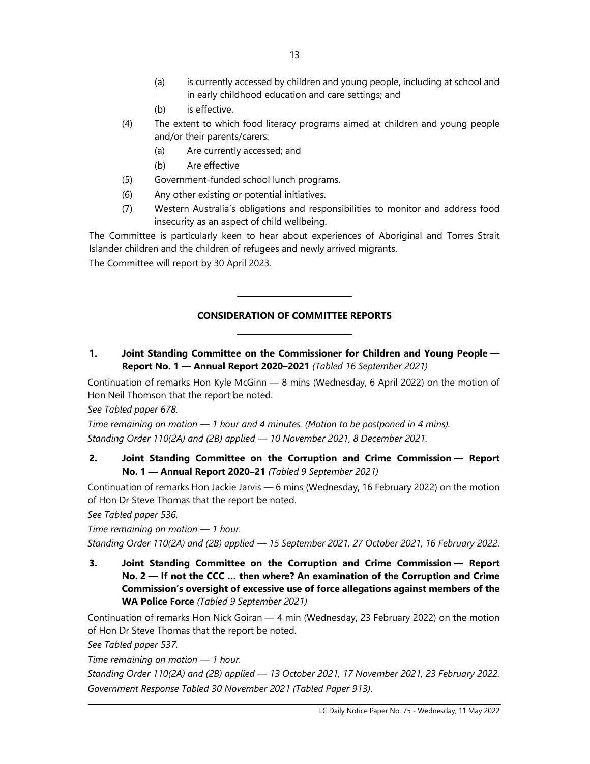- (a) is currently accessed by children and young people, including at school and in early childhood education and care settings; and
- (b) is effective.

(4) The extent to which food literacy programs aimed at children and young people and/or their parents/carers:

- (a) Are currently accessed; and
- (b) Are effective

(5) Government-funded school lunch programs.

(6) Any other existing or potential initiatives.

(7) Western Australia's obligations and responsibilities to monitor and address food insecurity as an aspect of child wellbeing.

The Committee is particularly keen to hear about experiences of Aboriginal and Torres Strait Islander children and the children of refugees and newly arrived migrants.

The Committee will report by 30 April 2023.

---

## CONSIDERATION OF COMMITTEE REPORTS

---

**1. Joint Standing Committee on the Commissioner for Children and Young People — Report No. 1 — Annual Report 2020–2021** *(Tabled 16 September 2021)*

Continuation of remarks Hon Kyle McGinn — 8 mins (Wednesday, 6 April 2022) on the motion of Hon Neil Thomson that the report be noted.

*See Tabled paper 678.*

*Time remaining on motion — 1 hour and 4 minutes. (Motion to be postponed in 4 mins).*

*Standing Order 110(2A) and (2B) applied — 10 November 2021, 8 December 2021.*

**2. Joint Standing Committee on the Corruption and Crime Commission — Report No. 1 — Annual Report 2020–21** *(Tabled 9 September 2021)*

Continuation of remarks Hon Jackie Jarvis — 6 mins (Wednesday, 16 February 2022) on the motion of Hon Dr Steve Thomas that the report be noted.

*See Tabled paper 536.*

*Time remaining on motion — 1 hour.*

*Standing Order 110(2A) and (2B) applied — 15 September 2021, 27 October 2021, 16 February 2022*.

**3. Joint Standing Committee on the Corruption and Crime Commission — Report No. 2 — If not the CCC … then where? An examination of the Corruption and Crime Commission's oversight of excessive use of force allegations against members of the WA Police Force** *(Tabled 9 September 2021)*

Continuation of remarks Hon Nick Goiran — 4 min (Wednesday, 23 February 2022) on the motion of Hon Dr Steve Thomas that the report be noted.

*See Tabled paper 537.*

*Time remaining on motion — 1 hour.*

*Standing Order 110(2A) and (2B) applied — 13 October 2021, 17 November 2021, 23 February 2022.*

*Government Response Tabled 30 November 2021 (Tabled Paper 913)*.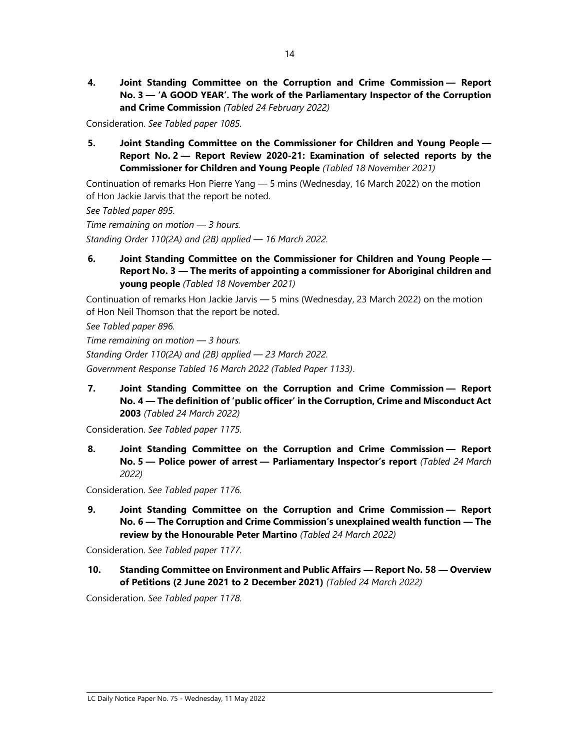**4. Joint Standing Committee on the Corruption and Crime Commission — Report No. 3 — 'A GOOD YEAR'. The work of the Parliamentary Inspector of the Corruption and Crime Commission** *(Tabled 24 February 2022)*

Consideration. *See Tabled paper 1085.*

**5. Joint Standing Committee on the Commissioner for Children and Young People — Report No. 2 — Report Review 2020-21: Examination of selected reports by the Commissioner for Children and Young People** *(Tabled 18 November 2021)*

Continuation of remarks Hon Pierre Yang — 5 mins (Wednesday, 16 March 2022) on the motion of Hon Jackie Jarvis that the report be noted.

*See Tabled paper 895.*

*Time remaining on motion — 3 hours.*

*Standing Order 110(2A) and (2B) applied — 16 March 2022.*

**6. Joint Standing Committee on the Commissioner for Children and Young People — Report No. 3 — The merits of appointing a commissioner for Aboriginal children and young people** *(Tabled 18 November 2021)*

Continuation of remarks Hon Jackie Jarvis — 5 mins (Wednesday, 23 March 2022) on the motion of Hon Neil Thomson that the report be noted.

*See Tabled paper 896.*

*Time remaining on motion — 3 hours.*

*Standing Order 110(2A) and (2B) applied — 23 March 2022.*

*Government Response Tabled 16 March 2022 (Tabled Paper 1133).*

**7. Joint Standing Committee on the Corruption and Crime Commission — Report No. 4 — The definition of 'public officer' in the Corruption, Crime and Misconduct Act 2003** *(Tabled 24 March 2022)*

Consideration. *See Tabled paper 1175.*

**8. Joint Standing Committee on the Corruption and Crime Commission — Report No. 5 — Police power of arrest — Parliamentary Inspector's report** *(Tabled 24 March 2022)*

Consideration. *See Tabled paper 1176.*

**9. Joint Standing Committee on the Corruption and Crime Commission — Report No. 6 — The Corruption and Crime Commission's unexplained wealth function — The review by the Honourable Peter Martino** *(Tabled 24 March 2022)*

Consideration. *See Tabled paper 1177.*

**10. Standing Committee on Environment and Public Affairs — Report No. 58 — Overview of Petitions (2 June 2021 to 2 December 2021)** *(Tabled 24 March 2022)*

Consideration. *See Tabled paper 1178.*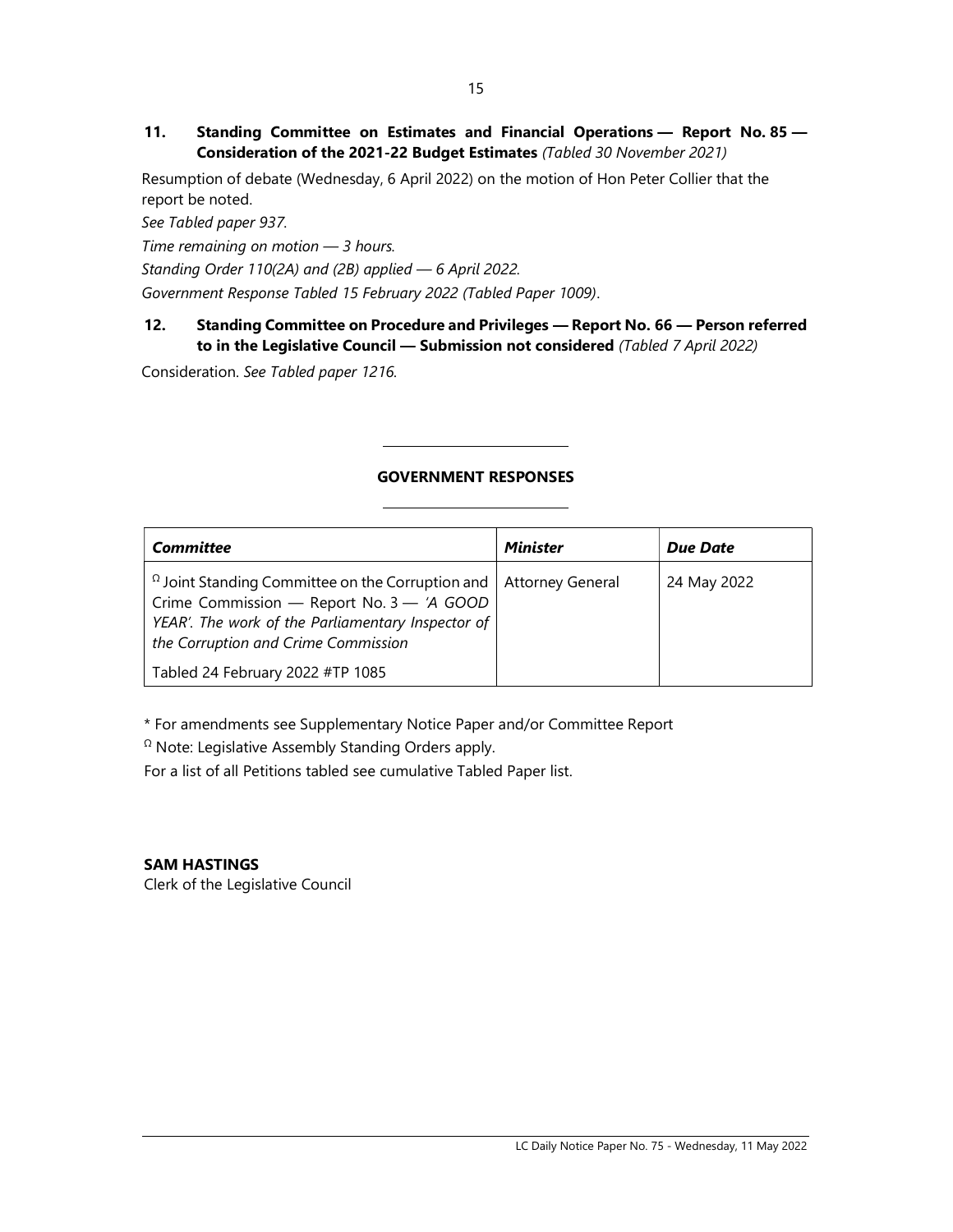**11. Standing Committee on Estimates and Financial Operations — Report No. 85 — Consideration of the 2021-22 Budget Estimates** *(Tabled 30 November 2021)*

Resumption of debate (Wednesday, 6 April 2022) on the motion of Hon Peter Collier that the report be noted.

*See Tabled paper 937.*

*Time remaining on motion — 3 hours.*

*Standing Order 110(2A) and (2B) applied — 6 April 2022.*

*Government Response Tabled 15 February 2022 (Tabled Paper 1009)*.

**12. Standing Committee on Procedure and Privileges — Report No. 66 — Person referred to in the Legislative Council — Submission not considered** *(Tabled 7 April 2022)*

Consideration. *See Tabled paper 1216.*

## GOVERNMENT RESPONSES

| ***Committee*** | ***Minister*** | ***Due Date*** |
|---|---|---|
| Ω Joint Standing Committee on the Corruption and Crime Commission — Report No. 3 — *'A GOOD YEAR'. The work of the Parliamentary Inspector of the Corruption and Crime Commission*<br>Tabled 24 February 2022 #TP 1085 | Attorney General | 24 May 2022 |

\* For amendments see Supplementary Notice Paper and/or Committee Report

Ω Note: Legislative Assembly Standing Orders apply.

For a list of all Petitions tabled see cumulative Tabled Paper list.

**SAM HASTINGS**
Clerk of the Legislative Council